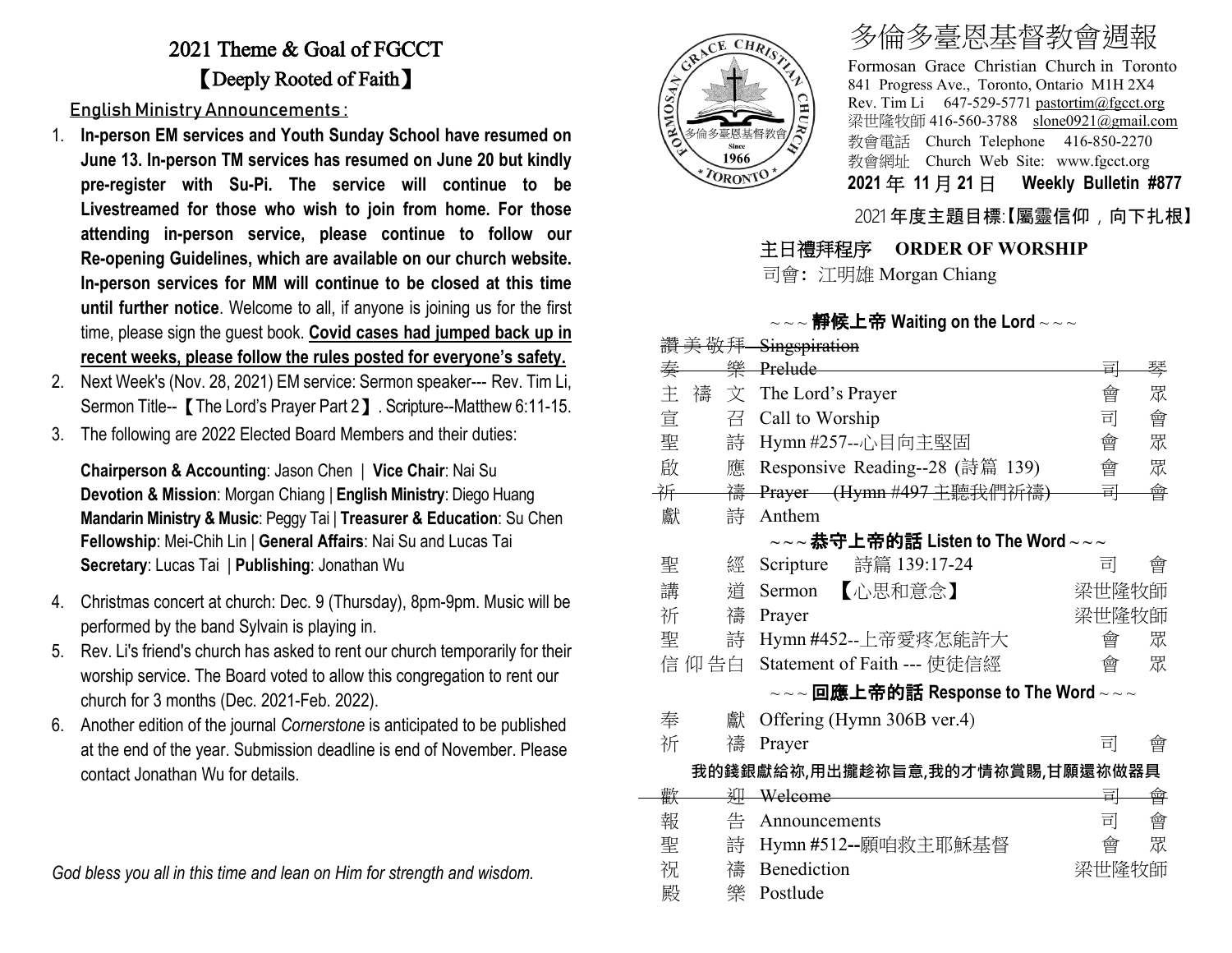# 2021 Theme & Goal of FGCCT

## 【Deeply Rooted of Faith】

**English Ministry Announcements:**

1. **In-person EM services and Youth Sunday School have resumed on June 13. In-person TM services has resumed on June 20 but kindly pre-register with Su-Pi. The service will continue to be Livestreamed for those who wish to join from home. For those attending in-person service, please continue to follow our Re-opening Guidelines, which are available on our church website. In-person services for MM will continue to be closed at this time until further notice**. Welcome to all, if anyone is joining us for the first time, please sign the guest book. **Covid cases had jumped back up in recent weeks, please follow the rules posted for everyone's safety.**
2. Next Week's (Nov. 28, 2021) EM service: Sermon speaker--- Rev. Tim Li, Sermon Title--【The Lord's Prayer Part 2】. Scripture--Matthew 6:11-15.
3. The following are 2022 Elected Board Members and their duties:

   **Chairperson & Accounting**: Jason Chen | **Vice Chair**: Nai Su
   **Devotion & Mission**: Morgan Chiang | **English Ministry**: Diego Huang
   **Mandarin Ministry & Music**: Peggy Tai | **Treasurer & Education**: Su Chen
   **Fellowship**: Mei-Chih Lin | **General Affairs**: Nai Su and Lucas Tai
   **Secretary**: Lucas Tai | **Publishing**: Jonathan Wu

4. Christmas concert at church: Dec. 9 (Thursday), 8pm-9pm. Music will be performed by the band Sylvain is playing in.
5. Rev. Li's friend's church has asked to rent our church temporarily for their worship service. The Board voted to allow this congregation to rent our church for 3 months (Dec. 2021-Feb. 2022).
6. Another edition of the journal *Cornerstone* is anticipated to be published at the end of the year. Submission deadline is end of November. Please contact Jonathan Wu for details.

*God bless you all in this time and lean on Him for strength and wisdom.*

# 多倫多臺恩基督教會週報

Formosan Grace Christian Church in Toronto
841 Progress Ave., Toronto, Ontario M1H 2X4
Rev. Tim Li 647-529-5771 pastortim@fgcct.org
梁世隆牧師 416-560-3788 slone0921@gmail.com
教會電話 Church Telephone 416-850-2270
教會網址 Church Web Site: www.fgcct.org

**2021 年 11 月 21 日 Weekly Bulletin #877**

2021 **年度主題目標:【屬靈信仰，向下扎根】**

## 主日禮拜程序 ORDER OF WORSHIP

司會: 江明雄 Morgan Chiang

**~~~ 靜候上帝 Waiting on the Lord ~~~**

| | | |
|---|---|---|
| ~~讚美敬拜~~ | ~~Singspiration~~ | |
| ~~奏樂~~ | ~~Prelude~~ | ~~司琴~~ |
| 主禱文 | The Lord's Prayer | 會眾 |
| 宣召 | Call to Worship | 司會 |
| 聖詩 | Hymn #257--心目向主堅固 | 會眾 |
| 啟應 | Responsive Reading--28 (詩篇 139) | 會眾 |
| ~~祈禱~~ | ~~Prayer (Hymn #497 主聽我們祈禱)~~ | ~~司會~~ |
| 獻詩 | Anthem | |

**~~~ 恭守上帝的話 Listen to The Word ~~~**

| | | |
|---|---|---|
| 聖經 | Scripture 詩篇 139:17-24 | 司會 |
| 講道 | Sermon 【心思和意念】 | 梁世隆牧師 |
| 祈禱 | Prayer | 梁世隆牧師 |
| 聖詩 | Hymn #452--上帝愛疼怎能許大 | 會眾 |
| 信仰告白 | Statement of Faith --- 使徒信經 | 會眾 |

**~~~ 回應上帝的話 Response to The Word ~~~**

| | | |
|---|---|---|
| 奉獻 | Offering (Hymn 306B ver.4) | |
| 祈禱 | Prayer | 司會 |

**我的錢銀獻給祢,用出攏趁祢旨意,我的才情祢賞賜,甘願還祢做器具**

| | | |
|---|---|---|
| ~~歡迎~~ | ~~Welcome~~ | ~~司會~~ |
| 報告 | Announcements | 司會 |
| 聖詩 | Hymn #512--願咱救主耶穌基督 | 會眾 |
| 祝禱 | Benediction | 梁世隆牧師 |
| 殿樂 | Postlude | |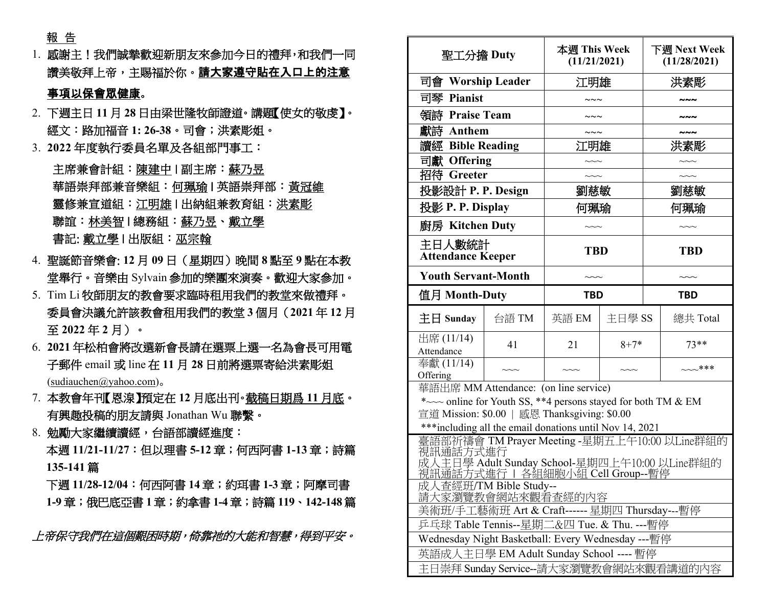報 告

1. 感謝主！我們誠摯歡迎新朋友來參加今日的禮拜,和我們一同讚美敬拜上帝，主賜福於你。**請大家遵守貼在入口上的注意事項以保會眾健康**。
2. 下週主日 **11** 月 **28** 日由梁世隆牧師證道。講題【使女的敬虔】。經文：路加福音 **1: 26-38**。司會；洪素彫姐。
3. **2022** 年度執行委員名單及各組部門事工：

   主席兼會計組：陳建中 I 副主席：蘇乃昱
   華語崇拜部兼音樂組：何珮瑜 I 英語崇拜部：黃冠維
   靈修兼宣道組：江明雄 I 出納組兼教育組：洪素彫
   聯誼：林美智 I 總務組：蘇乃昱、戴立學
   書記: 戴立學 I 出版組：巫宗翰

4. 聖誕節音樂會: **12** 月 **09** 日（星期四）晚間 **8** 點至 **9** 點在本教堂舉行。音樂由 Sylvain 參加的樂團來演奏。歡迎大家參加。
5. Tim Li 牧師朋友的教會要求臨時租用我們的教堂來做禮拜。委員會決議允許該教會租用我們的教堂 **3** 個月（**2021** 年 **12** 月至 **2022** 年 **2** 月）。
6. **2021** 年松柏會將改選新會長請在選票上選一名為會長可用電子郵件 email 或 line 在 **11** 月 **28** 日前將選票寄給洪素彫姐 (sudiauchen@yahoo.com)。
7. 本教會年刊【恩泉】預定在 **12** 月底出刊。截稿日期爲 **11** 月底。有興趣投稿的朋友請與 Jonathan Wu 聯繫。
8. 勉勵大家繼續讀經，台語部讀經進度：

   本週 **11/21-11/27**：但以理書 **5-12** 章；何西阿書 **1-13** 章；詩篇 **135-141** 篇

   下週 **11/28-12/04**：何西阿書 **14** 章；約珥書 **1-3** 章；阿摩司書 **1-9** 章；俄巴底亞書 **1** 章；約拿書 **1-4** 章；詩篇 **119**、**142-148** 篇

*上帝保守我們在這個艱困時期，倚靠祂的大能和智慧，得到平安。*

| 聖工分擔 Duty | 本週 This Week (11/21/2021) | 下週 Next Week (11/28/2021) |
|---|---|---|
| 司會 Worship Leader | 江明雄 | 洪素彫 |
| 司琴 Pianist | ~~~ | ~~~ |
| 領詩 Praise Team | ~~~ | ~~~ |
| 獻詩 Anthem | ~~~ | ~~~ |
| 讀經 Bible Reading | 江明雄 | 洪素彫 |
| 司獻 Offering | ~~~ | ~~~ |
| 招待 Greeter | ~~~ | ~~~ |
| 投影設計 P. P. Design | 劉慈敏 | 劉慈敏 |
| 投影 P. P. Display | 何珮瑜 | 何珮瑜 |
| 廚房 Kitchen Duty | ~~~ | ~~~ |
| 主日人數統計 Attendance Keeper | TBD | TBD |
| Youth Servant-Month | ~~~ | ~~~ |
| 值月 Month-Duty | TBD | TBD |

| 主日 Sunday | 台語 TM | 英語 EM | 主日學 SS | 總共 Total |
|---|---|---|---|---|
| 出席 (11/14) Attendance | 41 | 21 | 8+7* | 73** |
| 奉獻 (11/14) Offering | ~~~ | ~~~ | ~~~ | ~~~*** |

華語出席 MM Attendance: (on line service)

*~~~ online for Youth SS, **4 persons stayed for both TM & EM

宣道 Mission: $0.00 ｜ 感恩 Thanksgiving: $0.00

***including all the email donations until Nov 14, 2021

臺語部祈禱會 TM Prayer Meeting -星期五上午10:00 以Line群組的視訊通話方式進行

成人主日學 Adult Sunday School-星期四上午10:00 以Line群組的視訊通話方式進行 I 各組細胞小組 Cell Group--暫停

成人查經班/TM Bible Study-- 請大家瀏覽教會網站來觀看查經的內容

美術班/手工藝術班 Art & Craft------ 星期四 Thursday---暫停

乒乓球 Table Tennis--星期二&四 Tue. & Thu. ---暫停

Wednesday Night Basketball: Every Wednesday ---暫停

英語成人主日學 EM Adult Sunday School ---- 暫停

主日崇拜 Sunday Service--請大家瀏覽教會網站來觀看講道的內容